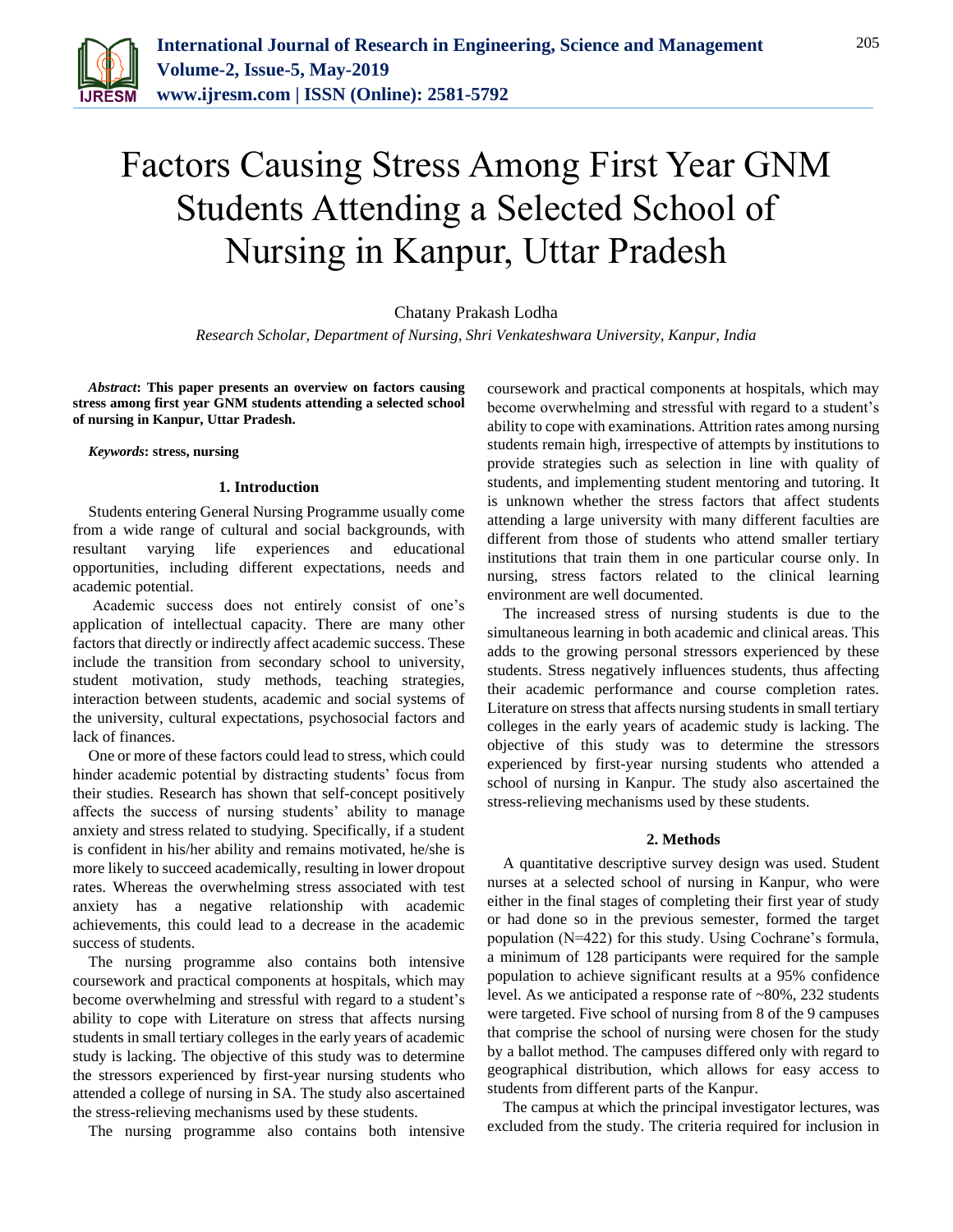# Factors Causing Stress Among First Year GNM Students Attending a Selected School of Nursing in Kanpur, Uttar Pradesh

Chatany Prakash Lodha

*Research Scholar, Department of Nursing, Shri Venkateshwara University, Kanpur, India*

***Abstract*: This paper presents an overview on factors causing stress among first year GNM students attending a selected school of nursing in Kanpur, Uttar Pradesh.**

***Keywords*: stress, nursing**

## 1. Introduction

Students entering General Nursing Programme usually come from a wide range of cultural and social backgrounds, with resultant varying life experiences and educational opportunities, including different expectations, needs and academic potential.

Academic success does not entirely consist of one's application of intellectual capacity. There are many other factors that directly or indirectly affect academic success. These include the transition from secondary school to university, student motivation, study methods, teaching strategies, interaction between students, academic and social systems of the university, cultural expectations, psychosocial factors and lack of finances.

One or more of these factors could lead to stress, which could hinder academic potential by distracting students' focus from their studies. Research has shown that self-concept positively affects the success of nursing students' ability to manage anxiety and stress related to studying. Specifically, if a student is confident in his/her ability and remains motivated, he/she is more likely to succeed academically, resulting in lower dropout rates. Whereas the overwhelming stress associated with test anxiety has a negative relationship with academic achievements, this could lead to a decrease in the academic success of students.

The nursing programme also contains both intensive coursework and practical components at hospitals, which may become overwhelming and stressful with regard to a student's ability to cope with Literature on stress that affects nursing students in small tertiary colleges in the early years of academic study is lacking. The objective of this study was to determine the stressors experienced by first-year nursing students who attended a college of nursing in SA. The study also ascertained the stress-relieving mechanisms used by these students.

The nursing programme also contains both intensive coursework and practical components at hospitals, which may become overwhelming and stressful with regard to a student's ability to cope with examinations. Attrition rates among nursing students remain high, irrespective of attempts by institutions to provide strategies such as selection in line with quality of students, and implementing student mentoring and tutoring. It is unknown whether the stress factors that affect students attending a large university with many different faculties are different from those of students who attend smaller tertiary institutions that train them in one particular course only. In nursing, stress factors related to the clinical learning environment are well documented.

The increased stress of nursing students is due to the simultaneous learning in both academic and clinical areas. This adds to the growing personal stressors experienced by these students. Stress negatively influences students, thus affecting their academic performance and course completion rates. Literature on stress that affects nursing students in small tertiary colleges in the early years of academic study is lacking. The objective of this study was to determine the stressors experienced by first-year nursing students who attended a school of nursing in Kanpur. The study also ascertained the stress-relieving mechanisms used by these students.

## 2. Methods

A quantitative descriptive survey design was used. Student nurses at a selected school of nursing in Kanpur, who were either in the final stages of completing their first year of study or had done so in the previous semester, formed the target population (N=422) for this study. Using Cochrane's formula, a minimum of 128 participants were required for the sample population to achieve significant results at a 95% confidence level. As we anticipated a response rate of ~80%, 232 students were targeted. Five school of nursing from 8 of the 9 campuses that comprise the school of nursing were chosen for the study by a ballot method. The campuses differed only with regard to geographical distribution, which allows for easy access to students from different parts of the Kanpur.

The campus at which the principal investigator lectures, was excluded from the study. The criteria required for inclusion in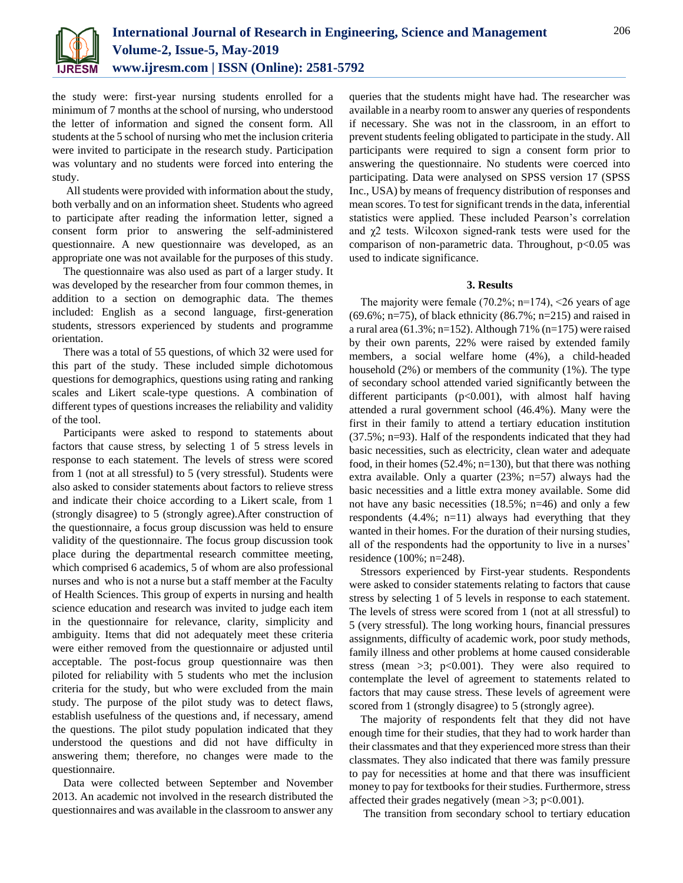the study were: first-year nursing students enrolled for a minimum of 7 months at the school of nursing, who understood the letter of information and signed the consent form. All students at the 5 school of nursing who met the inclusion criteria were invited to participate in the research study. Participation was voluntary and no students were forced into entering the study.

All students were provided with information about the study, both verbally and on an information sheet. Students who agreed to participate after reading the information letter, signed a consent form prior to answering the self-administered questionnaire. A new questionnaire was developed, as an appropriate one was not available for the purposes of this study.

The questionnaire was also used as part of a larger study. It was developed by the researcher from four common themes, in addition to a section on demographic data. The themes included: English as a second language, first-generation students, stressors experienced by students and programme orientation.

There was a total of 55 questions, of which 32 were used for this part of the study. These included simple dichotomous questions for demographics, questions using rating and ranking scales and Likert scale-type questions. A combination of different types of questions increases the reliability and validity of the tool.

Participants were asked to respond to statements about factors that cause stress, by selecting 1 of 5 stress levels in response to each statement. The levels of stress were scored from 1 (not at all stressful) to 5 (very stressful). Students were also asked to consider statements about factors to relieve stress and indicate their choice according to a Likert scale, from 1 (strongly disagree) to 5 (strongly agree).After construction of the questionnaire, a focus group discussion was held to ensure validity of the questionnaire. The focus group discussion took place during the departmental research committee meeting, which comprised 6 academics, 5 of whom are also professional nurses and who is not a nurse but a staff member at the Faculty of Health Sciences. This group of experts in nursing and health science education and research was invited to judge each item in the questionnaire for relevance, clarity, simplicity and ambiguity. Items that did not adequately meet these criteria were either removed from the questionnaire or adjusted until acceptable. The post-focus group questionnaire was then piloted for reliability with 5 students who met the inclusion criteria for the study, but who were excluded from the main study. The purpose of the pilot study was to detect flaws, establish usefulness of the questions and, if necessary, amend the questions. The pilot study population indicated that they understood the questions and did not have difficulty in answering them; therefore, no changes were made to the questionnaire.

Data were collected between September and November 2013. An academic not involved in the research distributed the questionnaires and was available in the classroom to answer any queries that the students might have had. The researcher was available in a nearby room to answer any queries of respondents if necessary. She was not in the classroom, in an effort to prevent students feeling obligated to participate in the study. All participants were required to sign a consent form prior to answering the questionnaire. No students were coerced into participating. Data were analysed on SPSS version 17 (SPSS Inc., USA) by means of frequency distribution of responses and mean scores. To test for significant trends in the data, inferential statistics were applied. These included Pearson's correlation and $\chi^2$ tests. Wilcoxon signed-rank tests were used for the comparison of non-parametric data. Throughout, $p<0.05$ was used to indicate significance.

## 3. Results

The majority were female (70.2%; n=174), <26 years of age (69.6%; n=75), of black ethnicity (86.7%; n=215) and raised in a rural area (61.3%; n=152). Although 71% (n=175) were raised by their own parents, 22% were raised by extended family members, a social welfare home (4%), a child-headed household (2%) or members of the community (1%). The type of secondary school attended varied significantly between the different participants ($p<0.001$), with almost half having attended a rural government school (46.4%). Many were the first in their family to attend a tertiary education institution (37.5%; n=93). Half of the respondents indicated that they had basic necessities, such as electricity, clean water and adequate food, in their homes (52.4%; n=130), but that there was nothing extra available. Only a quarter (23%; n=57) always had the basic necessities and a little extra money available. Some did not have any basic necessities (18.5%; n=46) and only a few respondents (4.4%; n=11) always had everything that they wanted in their homes. For the duration of their nursing studies, all of the respondents had the opportunity to live in a nurses' residence (100%; n=248).

Stressors experienced by First-year students. Respondents were asked to consider statements relating to factors that cause stress by selecting 1 of 5 levels in response to each statement. The levels of stress were scored from 1 (not at all stressful) to 5 (very stressful). The long working hours, financial pressures assignments, difficulty of academic work, poor study methods, family illness and other problems at home caused considerable stress (mean >3; $p<0.001$). They were also required to contemplate the level of agreement to statements related to factors that may cause stress. These levels of agreement were scored from 1 (strongly disagree) to 5 (strongly agree).

The majority of respondents felt that they did not have enough time for their studies, that they had to work harder than their classmates and that they experienced more stress than their classmates. They also indicated that there was family pressure to pay for necessities at home and that there was insufficient money to pay for textbooks for their studies. Furthermore, stress affected their grades negatively (mean >3; $p<0.001$).

The transition from secondary school to tertiary education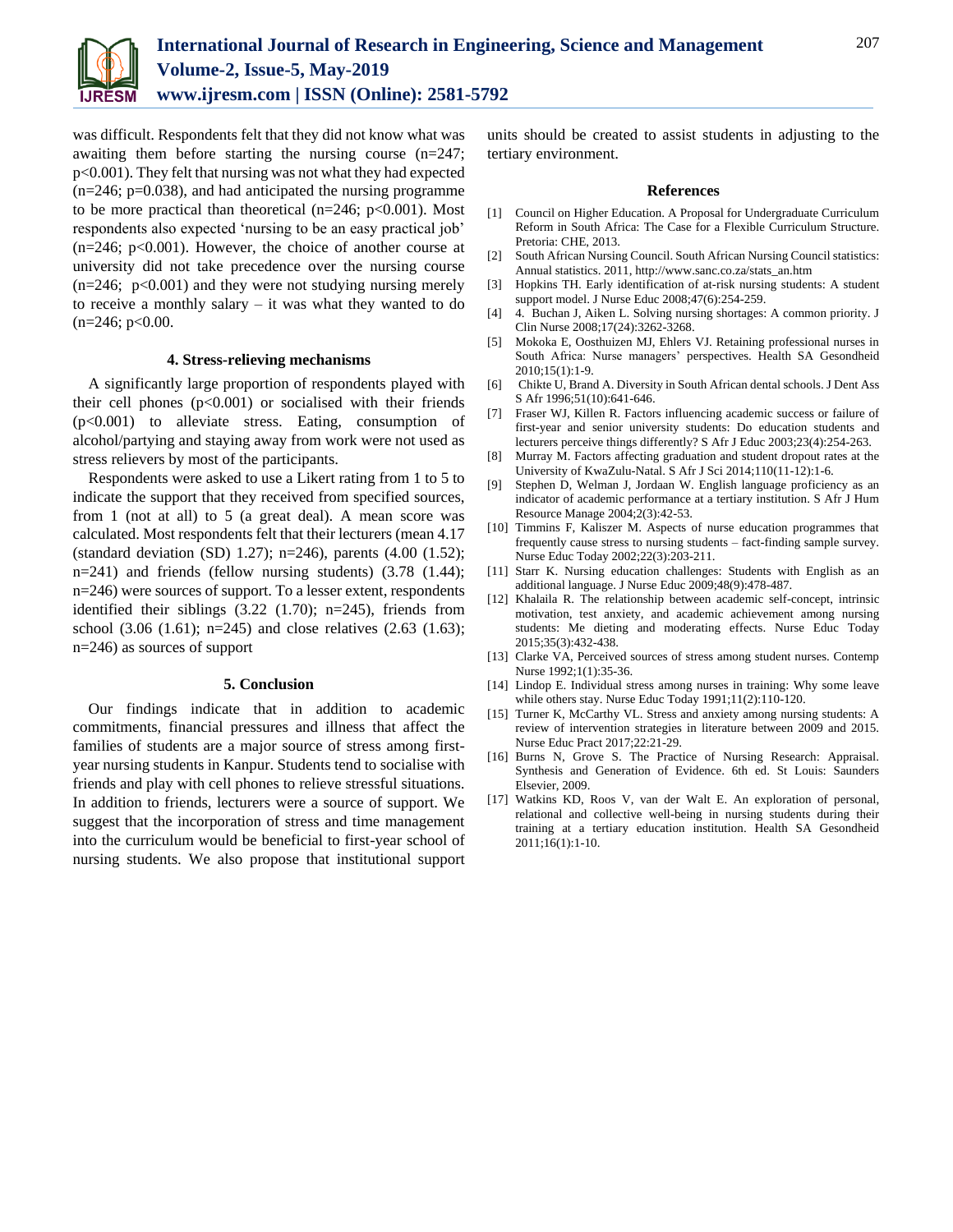was difficult. Respondents felt that they did not know what was awaiting them before starting the nursing course (n=247; $p<0.001$). They felt that nursing was not what they had expected (n=246; p=0.038), and had anticipated the nursing programme to be more practical than theoretical (n=246; $p<0.001$). Most respondents also expected 'nursing to be an easy practical job' (n=246; $p<0.001$). However, the choice of another course at university did not take precedence over the nursing course (n=246; $p<0.001$) and they were not studying nursing merely to receive a monthly salary – it was what they wanted to do (n=246; $p<0.00$.

## 4. Stress-relieving mechanisms

A significantly large proportion of respondents played with their cell phones ($p<0.001$) or socialised with their friends ($p<0.001$) to alleviate stress. Eating, consumption of alcohol/partying and staying away from work were not used as stress relievers by most of the participants.

Respondents were asked to use a Likert rating from 1 to 5 to indicate the support that they received from specified sources, from 1 (not at all) to 5 (a great deal). A mean score was calculated. Most respondents felt that their lecturers (mean 4.17 (standard deviation (SD) 1.27); n=246), parents (4.00 (1.52); n=241) and friends (fellow nursing students) (3.78 (1.44); n=246) were sources of support. To a lesser extent, respondents identified their siblings (3.22 (1.70); n=245), friends from school (3.06 (1.61); n=245) and close relatives (2.63 (1.63); n=246) as sources of support

## 5. Conclusion

Our findings indicate that in addition to academic commitments, financial pressures and illness that affect the families of students are a major source of stress among first-year nursing students in Kanpur. Students tend to socialise with friends and play with cell phones to relieve stressful situations. In addition to friends, lecturers were a source of support. We suggest that the incorporation of stress and time management into the curriculum would be beneficial to first-year school of nursing students. We also propose that institutional support units should be created to assist students in adjusting to the tertiary environment.

## References

[1] Council on Higher Education. A Proposal for Undergraduate Curriculum Reform in South Africa: The Case for a Flexible Curriculum Structure. Pretoria: CHE, 2013.

[2] South African Nursing Council. South African Nursing Council statistics: Annual statistics. 2011, http://www.sanc.co.za/stats_an.htm

[3] Hopkins TH. Early identification of at-risk nursing students: A student support model. J Nurse Educ 2008;47(6):254-259.

[4] 4. Buchan J, Aiken L. Solving nursing shortages: A common priority. J Clin Nurse 2008;17(24):3262-3268.

[5] Mokoka E, Oosthuizen MJ, Ehlers VJ. Retaining professional nurses in South Africa: Nurse managers' perspectives. Health SA Gesondheid 2010;15(1):1-9.

[6] Chikte U, Brand A. Diversity in South African dental schools. J Dent Ass S Afr 1996;51(10):641-646.

[7] Fraser WJ, Killen R. Factors influencing academic success or failure of first-year and senior university students: Do education students and lecturers perceive things differently? S Afr J Educ 2003;23(4):254-263.

[8] Murray M. Factors affecting graduation and student dropout rates at the University of KwaZulu-Natal. S Afr J Sci 2014;110(11-12):1-6.

[9] Stephen D, Welman J, Jordaan W. English language proficiency as an indicator of academic performance at a tertiary institution. S Afr J Hum Resource Manage 2004;2(3):42-53.

[10] Timmins F, Kaliszer M. Aspects of nurse education programmes that frequently cause stress to nursing students – fact-finding sample survey. Nurse Educ Today 2002;22(3):203-211.

[11] Starr K. Nursing education challenges: Students with English as an additional language. J Nurse Educ 2009;48(9):478-487.

[12] Khalaila R. The relationship between academic self-concept, intrinsic motivation, test anxiety, and academic achievement among nursing students: Me dieting and moderating effects. Nurse Educ Today 2015;35(3):432-438.

[13] Clarke VA, Perceived sources of stress among student nurses. Contemp Nurse 1992;1(1):35-36.

[14] Lindop E. Individual stress among nurses in training: Why some leave while others stay. Nurse Educ Today 1991;11(2):110-120.

[15] Turner K, McCarthy VL. Stress and anxiety among nursing students: A review of intervention strategies in literature between 2009 and 2015. Nurse Educ Pract 2017;22:21-29.

[16] Burns N, Grove S. The Practice of Nursing Research: Appraisal. Synthesis and Generation of Evidence. 6th ed. St Louis: Saunders Elsevier, 2009.

[17] Watkins KD, Roos V, van der Walt E. An exploration of personal, relational and collective well-being in nursing students during their training at a tertiary education institution. Health SA Gesondheid 2011;16(1):1-10.